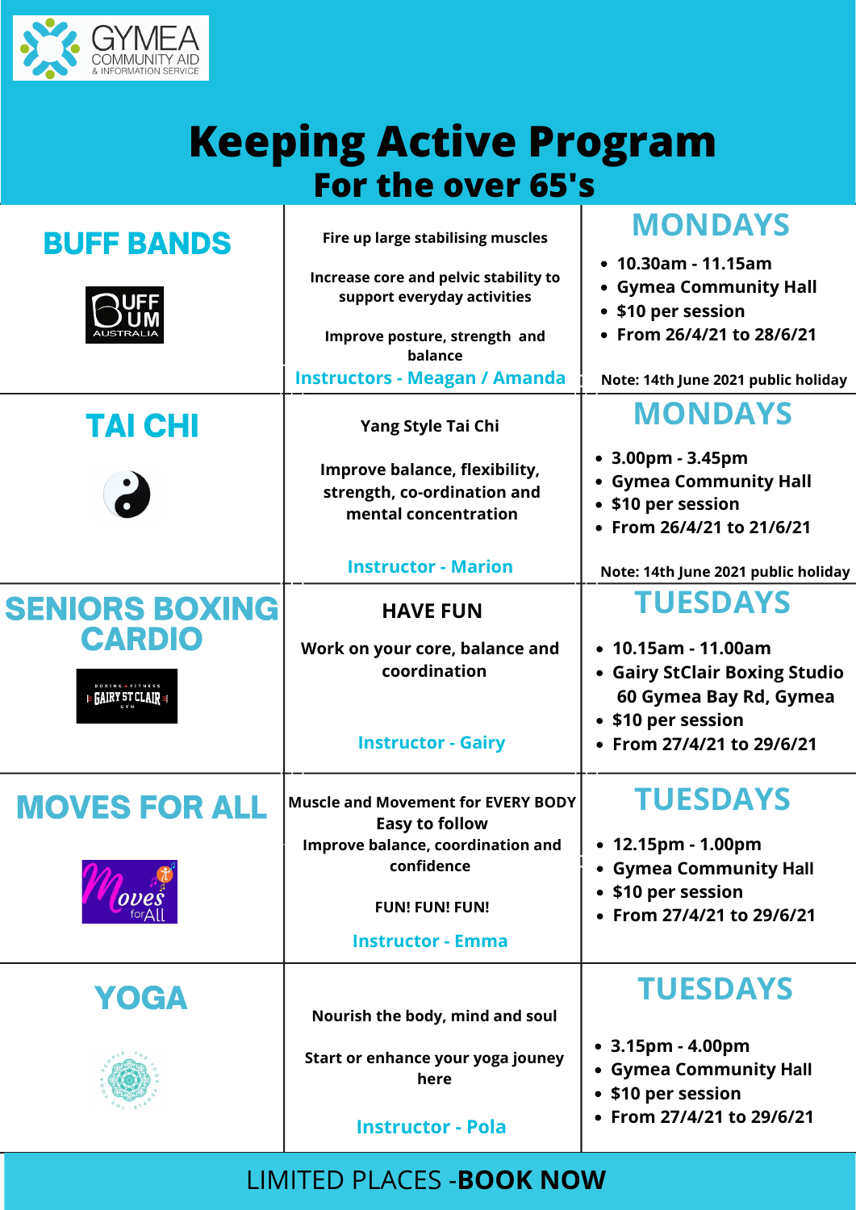GYMEA COMMUNITY AID & INFORMATION SERVICE

# Keeping Active Program

## For the over 65's

| | | |
|---|---|---|
| **BUFF BANDS** | Fire up large stabilising muscles<br><br>Increase core and pelvic stability to support everyday activities<br><br>Improve posture, strength and balance<br><br>**Instructors - Meagan / Amanda** | **MONDAYS**<br>• 10.30am - 11.15am<br>• Gymea Community Hall<br>• $10 per session<br>• From 26/4/21 to 28/6/21<br><br>Note: 14th June 2021 public holiday |
| **TAI CHI** | Yang Style Tai Chi<br><br>Improve balance, flexibility, strength, co-ordination and mental concentration<br><br>**Instructor - Marion** | **MONDAYS**<br>• 3.00pm - 3.45pm<br>• Gymea Community Hall<br>• $10 per session<br>• From 26/4/21 to 21/6/21<br><br>Note: 14th June 2021 public holiday |
| **SENIORS BOXING CARDIO** | HAVE FUN<br><br>Work on your core, balance and coordination<br><br>**Instructor - Gairy** | **TUESDAYS**<br>• 10.15am - 11.00am<br>• Gairy StClair Boxing Studio 60 Gymea Bay Rd, Gymea<br>• $10 per session<br>• From 27/4/21 to 29/6/21 |
| **MOVES FOR ALL** | Muscle and Movement for EVERY BODY<br>Easy to follow<br>Improve balance, coordination and confidence<br><br>FUN! FUN! FUN!<br><br>**Instructor - Emma** | **TUESDAYS**<br>• 12.15pm - 1.00pm<br>• Gymea Community Hall<br>• $10 per session<br>• From 27/4/21 to 29/6/21 |
| **YOGA** | Nourish the body, mind and soul<br><br>Start or enhance your yoga jouney here<br><br>**Instructor - Pola** | **TUESDAYS**<br>• 3.15pm - 4.00pm<br>• Gymea Community Hall<br>• $10 per session<br>• From 27/4/21 to 29/6/21 |

LIMITED PLACES -**BOOK NOW**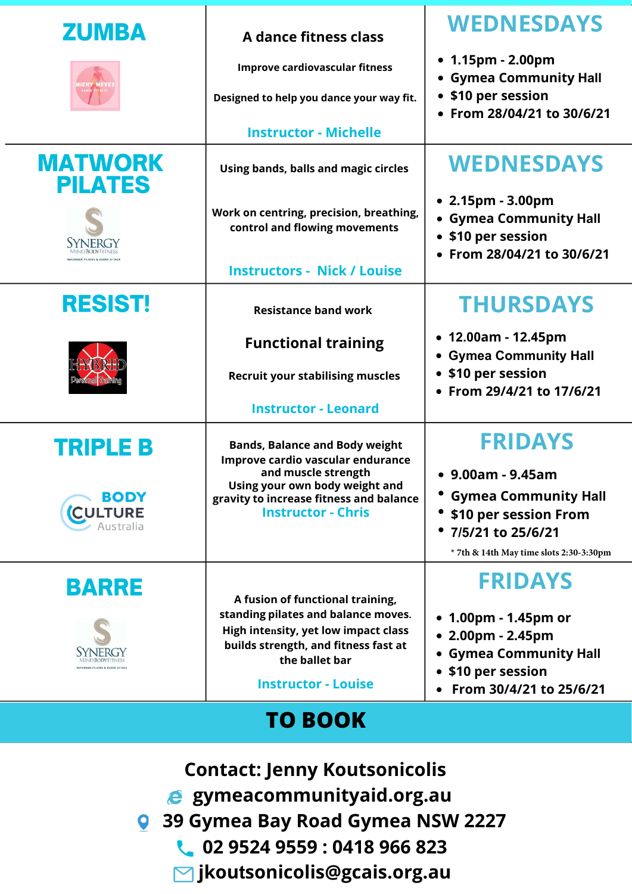| | | |
|---|---|---|
| **ZUMBA**<br>MICHY MOVES DANCE FITNESS | A dance fitness class<br>Improve cardiovascular fitness<br>Designed to help you dance your way fit.<br>Instructor - Michelle | **WEDNESDAYS**<br>• 1.15pm - 2.00pm<br>• Gymea Community Hall<br>• $10 per session<br>• From 28/04/21 to 30/6/21 |
| **MATWORK PILATES**<br>SYNERGY MIND BODY FITNESS | Using bands, balls and magic circles<br>Work on centring, precision, breathing, control and flowing movements<br>Instructors - Nick / Louise | **WEDNESDAYS**<br>• 2.15pm - 3.00pm<br>• Gymea Community Hall<br>• $10 per session<br>• From 28/04/21 to 30/6/21 |
| **RESIST!**<br>HYBRID Personal Training | Resistance band work<br>Functional training<br>Recruit your stabilising muscles<br>Instructor - Leonard | **THURSDAYS**<br>• 12.00am - 12.45pm<br>• Gymea Community Hall<br>• $10 per session<br>• From 29/4/21 to 17/6/21 |
| **TRIPLE B**<br>BODY CULTURE Australia | Bands, Balance and Body weight<br>Improve cardio vascular endurance and muscle strength<br>Using your own body weight and gravity to increase fitness and balance<br>Instructor - Chris | **FRIDAYS**<br>• 9.00am - 9.45am<br>• Gymea Community Hall<br>• $10 per session From<br>• 7/5/21 to 25/6/21<br>* 7th & 14th May time slots 2:30-3:30pm |
| **BARRE**<br>SYNERGY MIND BODY FITNESS | A fusion of functional training, standing pilates and balance moves. High intensity, yet low impact class builds strength, and fitness fast at the ballet bar<br>Instructor - Louise | **FRIDAYS**<br>• 1.00pm - 1.45pm or<br>• 2.00pm - 2.45pm<br>• Gymea Community Hall<br>• $10 per session<br>• From 30/4/21 to 25/6/21 |

# TO BOOK

**Contact: Jenny Koutsonicolis**

**gymeacommunityaid.org.au**

**39 Gymea Bay Road Gymea NSW 2227**

**02 9524 9559 : 0418 966 823**

**jkoutsonicolis@gcais.org.au**